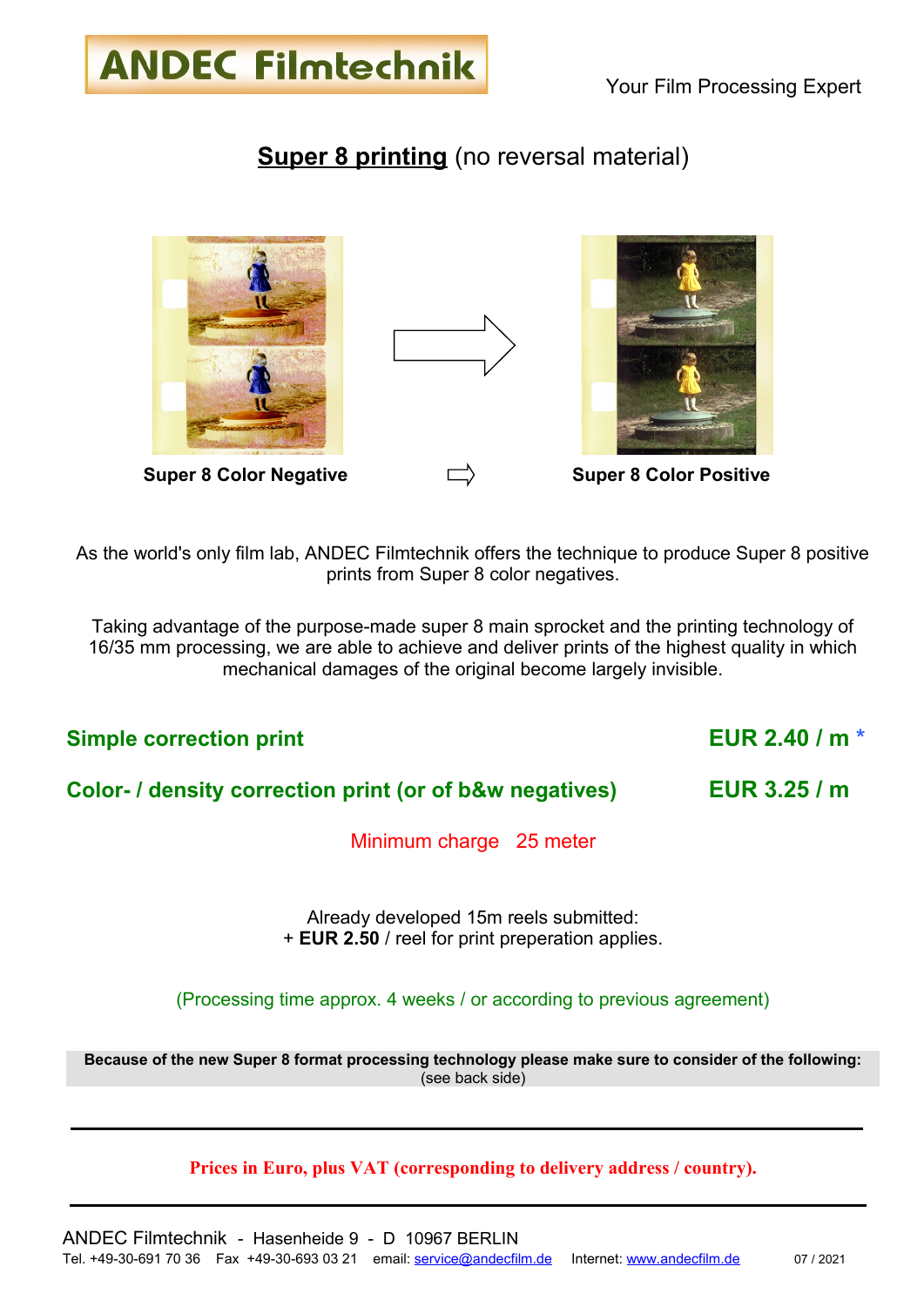# ANDEC Filmtechnik

Your Film Processing Expert

## Super 8 printing (no reversal material)

Super 8 Color Negative ⇨ Super 8 Color Positive

As the world's only film lab, ANDEC Filmtechnik offers the technique to produce Super 8 positive prints from Super 8 color negatives.

Taking advantage of the purpose-made super 8 main sprocket and the printing technology of 16/35 mm processing, we are able to achieve and deliver prints of the highest quality in which mechanical damages of the original become largely invisible.

| | |
|---|---|
| **Simple correction print** | **EUR 2.40 / m** * |
| **Color- / density correction print (or of b&w negatives)** | **EUR 3.25 / m** |

Minimum charge 25 meter

Already developed 15m reels submitted:
+ **EUR 2.50** / reel for print preperation applies.

(Processing time approx. 4 weeks / or according to previous agreement)

**Because of the new Super 8 format processing technology please make sure to consider of the following:**
(see back side)

---

**Prices in Euro, plus VAT (corresponding to delivery address / country).**

---

ANDEC Filmtechnik - Hasenheide 9 - D 10967 BERLIN
Tel. +49-30-691 70 36 Fax +49-30-693 03 21 email: service@andecfilm.de Internet: www.andecfilm.de 07 / 2021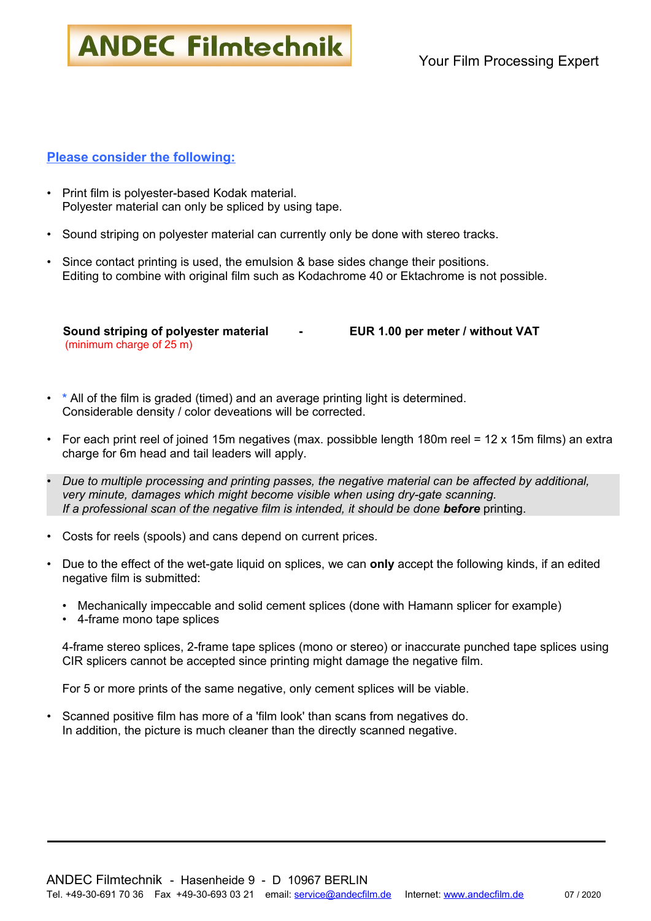# ANDEC Filmtechnik

Your Film Processing Expert

**Please consider the following:**

- Print film is polyester-based Kodak material.
  Polyester material can only be spliced by using tape.
- Sound striping on polyester material can currently only be done with stereo tracks.
- Since contact printing is used, the emulsion & base sides change their positions.
  Editing to combine with original film such as Kodachrome 40 or Ektachrome is not possible.

**Sound striping of polyester material** - **EUR 1.00 per meter / without VAT**
(minimum charge of 25 m)

- * All of the film is graded (timed) and an average printing light is determined.
  Considerable density / color deveations will be corrected.
- For each print reel of joined 15m negatives (max. possibble length 180m reel = 12 x 15m films) an extra charge for 6m head and tail leaders will apply.
- *Due to multiple processing and printing passes, the negative material can be affected by additional, very minute, damages which might become visible when using dry-gate scanning.*
  *If a professional scan of the negative film is intended, it should be done* ***before*** printing.
- Costs for reels (spools) and cans depend on current prices.
- Due to the effect of the wet-gate liquid on splices, we can **only** accept the following kinds, if an edited negative film is submitted:
  - Mechanically impeccable and solid cement splices (done with Hamann splicer for example)
  - 4-frame mono tape splices

  4-frame stereo splices, 2-frame tape splices (mono or stereo) or inaccurate punched tape splices using CIR splicers cannot be accepted since printing might damage the negative film.

  For 5 or more prints of the same negative, only cement splices will be viable.
- Scanned positive film has more of a 'film look' than scans from negatives do.
  In addition, the picture is much cleaner than the directly scanned negative.

ANDEC Filmtechnik - Hasenheide 9 - D 10967 BERLIN
Tel. +49-30-691 70 36 Fax +49-30-693 03 21 email: service@andecfilm.de Internet: www.andecfilm.de 07 / 2020